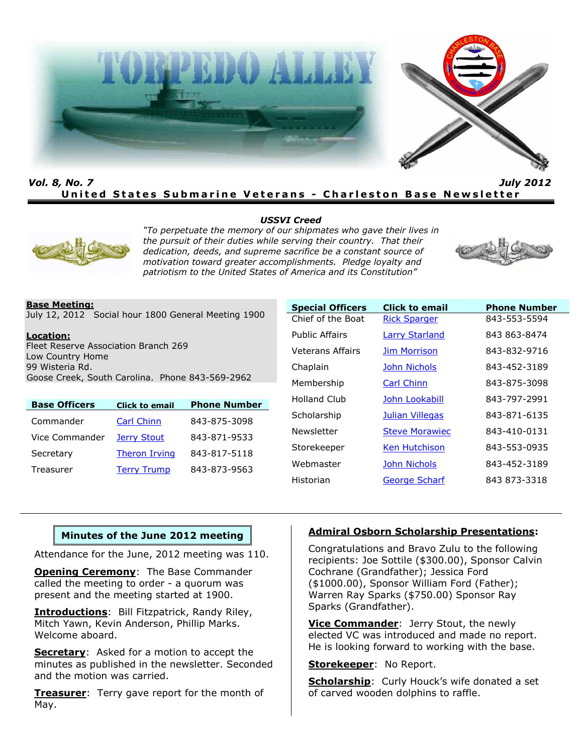# TORPEDO ALLEY

***Vol. 8, No. 7*** ***July 2012***

**United States Submarine Veterans - Charleston Base Newsletter**

***USSVI Creed***

*"To perpetuate the memory of our shipmates who gave their lives in the pursuit of their duties while serving their country. That their dedication, deeds, and supreme sacrifice be a constant source of motivation toward greater accomplishments. Pledge loyalty and patriotism to the United States of America and its Constitution"*

**Base Meeting:**
July 12, 2012 Social hour 1800 General Meeting 1900

**Location:**
Fleet Reserve Association Branch 269
Low Country Home
99 Wisteria Rd.
Goose Creek, South Carolina. Phone 843-569-2962

| Base Officers | Click to email | Phone Number |
|---|---|---|
| Commander | Carl Chinn | 843-875-3098 |
| Vice Commander | Jerry Stout | 843-871-9533 |
| Secretary | Theron Irving | 843-817-5118 |
| Treasurer | Terry Trump | 843-873-9563 |

| Special Officers | Click to email | Phone Number |
|---|---|---|
| Chief of the Boat | Rick Sparger | 843-553-5594 |
| Public Affairs | Larry Starland | 843 863-8474 |
| Veterans Affairs | Jim Morrison | 843-832-9716 |
| Chaplain | John Nichols | 843-452-3189 |
| Membership | Carl Chinn | 843-875-3098 |
| Holland Club | John Lookabill | 843-797-2991 |
| Scholarship | Julian Villegas | 843-871-6135 |
| Newsletter | Steve Morawiec | 843-410-0131 |
| Storekeeper | Ken Hutchison | 843-553-0935 |
| Webmaster | John Nichols | 843-452-3189 |
| Historian | George Scharf | 843 873-3318 |

## Minutes of the June 2012 meeting

Attendance for the June, 2012 meeting was 110.

**Opening Ceremony**: The Base Commander called the meeting to order - a quorum was present and the meeting started at 1900.

**Introductions**: Bill Fitzpatrick, Randy Riley, Mitch Yawn, Kevin Anderson, Phillip Marks. Welcome aboard.

**Secretary**: Asked for a motion to accept the minutes as published in the newsletter. Seconded and the motion was carried.

**Treasurer**: Terry gave report for the month of May.

**Admiral Osborn Scholarship Presentations**:

Congratulations and Bravo Zulu to the following recipients: Joe Sottile ($300.00), Sponsor Calvin Cochrane (Grandfather); Jessica Ford ($1000.00), Sponsor William Ford (Father); Warren Ray Sparks ($750.00) Sponsor Ray Sparks (Grandfather).

**Vice Commander**: Jerry Stout, the newly elected VC was introduced and made no report. He is looking forward to working with the base.

**Storekeeper**: No Report.

**Scholarship**: Curly Houck's wife donated a set of carved wooden dolphins to raffle.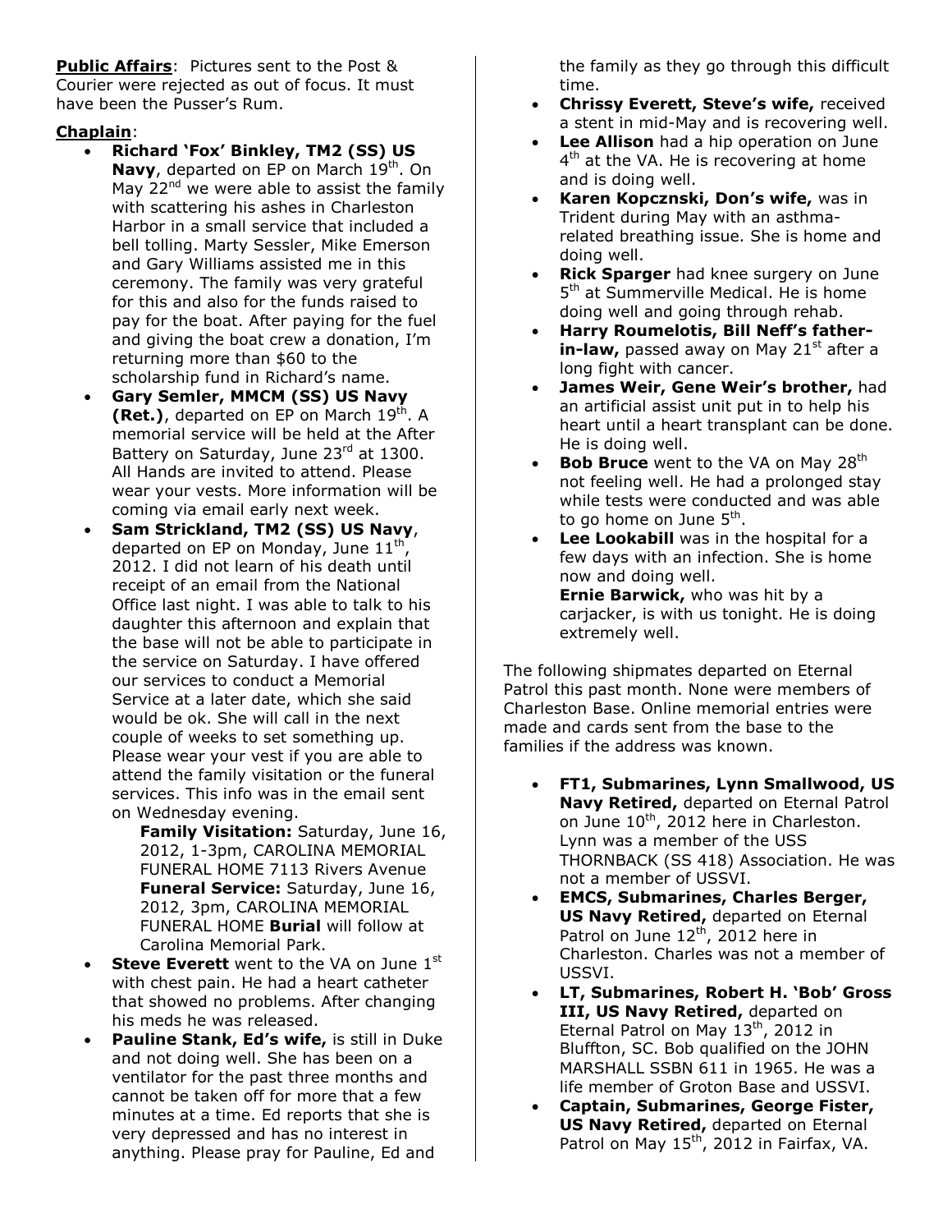**Public Affairs**: Pictures sent to the Post & Courier were rejected as out of focus. It must have been the Pusser's Rum.

**Chaplain**:

- **Richard 'Fox' Binkley, TM2 (SS) US Navy**, departed on EP on March 19th. On May 22nd we were able to assist the family with scattering his ashes in Charleston Harbor in a small service that included a bell tolling. Marty Sessler, Mike Emerson and Gary Williams assisted me in this ceremony. The family was very grateful for this and also for the funds raised to pay for the boat. After paying for the fuel and giving the boat crew a donation, I'm returning more than $60 to the scholarship fund in Richard's name.
- **Gary Semler, MMCM (SS) US Navy (Ret.)**, departed on EP on March 19th. A memorial service will be held at the After Battery on Saturday, June 23rd at 1300. All Hands are invited to attend. Please wear your vests. More information will be coming via email early next week.
- **Sam Strickland, TM2 (SS) US Navy**, departed on EP on Monday, June 11th, 2012. I did not learn of his death until receipt of an email from the National Office last night. I was able to talk to his daughter this afternoon and explain that the base will not be able to participate in the service on Saturday. I have offered our services to conduct a Memorial Service at a later date, which she said would be ok. She will call in the next couple of weeks to set something up. Please wear your vest if you are able to attend the family visitation or the funeral services. This info was in the email sent on Wednesday evening.

  **Family Visitation:** Saturday, June 16, 2012, 1-3pm, CAROLINA MEMORIAL FUNERAL HOME 7113 Rivers Avenue **Funeral Service:** Saturday, June 16, 2012, 3pm, CAROLINA MEMORIAL FUNERAL HOME **Burial** will follow at Carolina Memorial Park.
- **Steve Everett** went to the VA on June 1st with chest pain. He had a heart catheter that showed no problems. After changing his meds he was released.
- **Pauline Stank, Ed's wife,** is still in Duke and not doing well. She has been on a ventilator for the past three months and cannot be taken off for more that a few minutes at a time. Ed reports that she is very depressed and has no interest in anything. Please pray for Pauline, Ed and the family as they go through this difficult time.
- **Chrissy Everett, Steve's wife,** received a stent in mid-May and is recovering well.
- **Lee Allison** had a hip operation on June 4th at the VA. He is recovering at home and is doing well.
- **Karen Kopcznski, Don's wife,** was in Trident during May with an asthma-related breathing issue. She is home and doing well.
- **Rick Sparger** had knee surgery on June 5th at Summerville Medical. He is home doing well and going through rehab.
- **Harry Roumelotis, Bill Neff's father-in-law,** passed away on May 21st after a long fight with cancer.
- **James Weir, Gene Weir's brother,** had an artificial assist unit put in to help his heart until a heart transplant can be done. He is doing well.
- **Bob Bruce** went to the VA on May 28th not feeling well. He had a prolonged stay while tests were conducted and was able to go home on June 5th.
- **Lee Lookabill** was in the hospital for a few days with an infection. She is home now and doing well.

  **Ernie Barwick,** who was hit by a carjacker, is with us tonight. He is doing extremely well.

The following shipmates departed on Eternal Patrol this past month. None were members of Charleston Base. Online memorial entries were made and cards sent from the base to the families if the address was known.

- **FT1, Submarines, Lynn Smallwood, US Navy Retired,** departed on Eternal Patrol on June 10th, 2012 here in Charleston. Lynn was a member of the USS THORNBACK (SS 418) Association. He was not a member of USSVI.
- **EMCS, Submarines, Charles Berger, US Navy Retired,** departed on Eternal Patrol on June 12th, 2012 here in Charleston. Charles was not a member of USSVI.
- **LT, Submarines, Robert H. 'Bob' Gross III, US Navy Retired,** departed on Eternal Patrol on May 13th, 2012 in Bluffton, SC. Bob qualified on the JOHN MARSHALL SSBN 611 in 1965. He was a life member of Groton Base and USSVI.
- **Captain, Submarines, George Fister, US Navy Retired,** departed on Eternal Patrol on May 15th, 2012 in Fairfax, VA.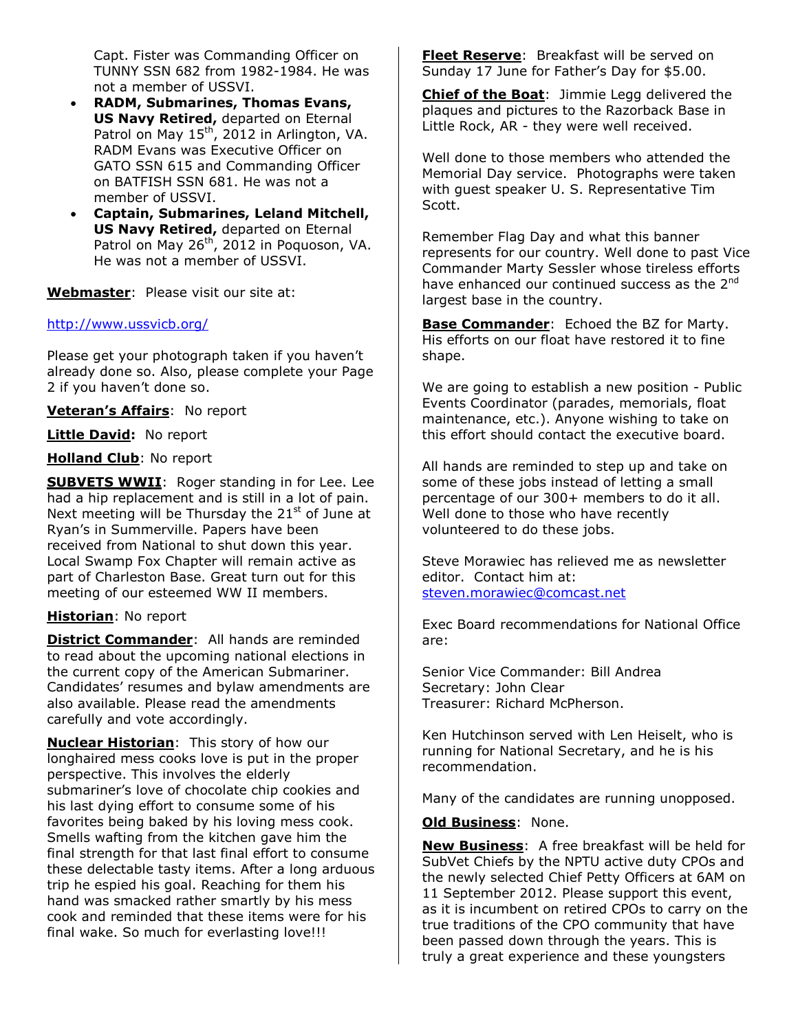Capt. Fister was Commanding Officer on TUNNY SSN 682 from 1982-1984. He was not a member of USSVI.

- **RADM, Submarines, Thomas Evans, US Navy Retired,** departed on Eternal Patrol on May 15th, 2012 in Arlington, VA. RADM Evans was Executive Officer on GATO SSN 615 and Commanding Officer on BATFISH SSN 681. He was not a member of USSVI.
- **Captain, Submarines, Leland Mitchell, US Navy Retired,** departed on Eternal Patrol on May 26th, 2012 in Poquoson, VA. He was not a member of USSVI.

**Webmaster**: Please visit our site at:

http://www.ussvicb.org/

Please get your photograph taken if you haven't already done so. Also, please complete your Page 2 if you haven't done so.

**Veteran's Affairs**: No report

**Little David:** No report

**Holland Club**: No report

**SUBVETS WWII**: Roger standing in for Lee. Lee had a hip replacement and is still in a lot of pain. Next meeting will be Thursday the 21st of June at Ryan's in Summerville. Papers have been received from National to shut down this year. Local Swamp Fox Chapter will remain active as part of Charleston Base. Great turn out for this meeting of our esteemed WW II members.

**Historian**: No report

**District Commander**: All hands are reminded to read about the upcoming national elections in the current copy of the American Submariner. Candidates' resumes and bylaw amendments are also available. Please read the amendments carefully and vote accordingly.

**Nuclear Historian**: This story of how our longhaired mess cooks love is put in the proper perspective. This involves the elderly submariner's love of chocolate chip cookies and his last dying effort to consume some of his favorites being baked by his loving mess cook. Smells wafting from the kitchen gave him the final strength for that last final effort to consume these delectable tasty items. After a long arduous trip he espied his goal. Reaching for them his hand was smacked rather smartly by his mess cook and reminded that these items were for his final wake. So much for everlasting love!!!

**Fleet Reserve**: Breakfast will be served on Sunday 17 June for Father's Day for $5.00.

**Chief of the Boat**: Jimmie Legg delivered the plaques and pictures to the Razorback Base in Little Rock, AR - they were well received.

Well done to those members who attended the Memorial Day service. Photographs were taken with guest speaker U. S. Representative Tim Scott.

Remember Flag Day and what this banner represents for our country. Well done to past Vice Commander Marty Sessler whose tireless efforts have enhanced our continued success as the 2nd largest base in the country.

**Base Commander**: Echoed the BZ for Marty. His efforts on our float have restored it to fine shape.

We are going to establish a new position - Public Events Coordinator (parades, memorials, float maintenance, etc.). Anyone wishing to take on this effort should contact the executive board.

All hands are reminded to step up and take on some of these jobs instead of letting a small percentage of our 300+ members to do it all. Well done to those who have recently volunteered to do these jobs.

Steve Morawiec has relieved me as newsletter editor. Contact him at: steven.morawiec@comcast.net

Exec Board recommendations for National Office are:

Senior Vice Commander: Bill Andrea
Secretary: John Clear
Treasurer: Richard McPherson.

Ken Hutchinson served with Len Heiselt, who is running for National Secretary, and he is his recommendation.

Many of the candidates are running unopposed.

**Old Business**: None.

**New Business**: A free breakfast will be held for SubVet Chiefs by the NPTU active duty CPOs and the newly selected Chief Petty Officers at 6AM on 11 September 2012. Please support this event, as it is incumbent on retired CPOs to carry on the true traditions of the CPO community that have been passed down through the years. This is truly a great experience and these youngsters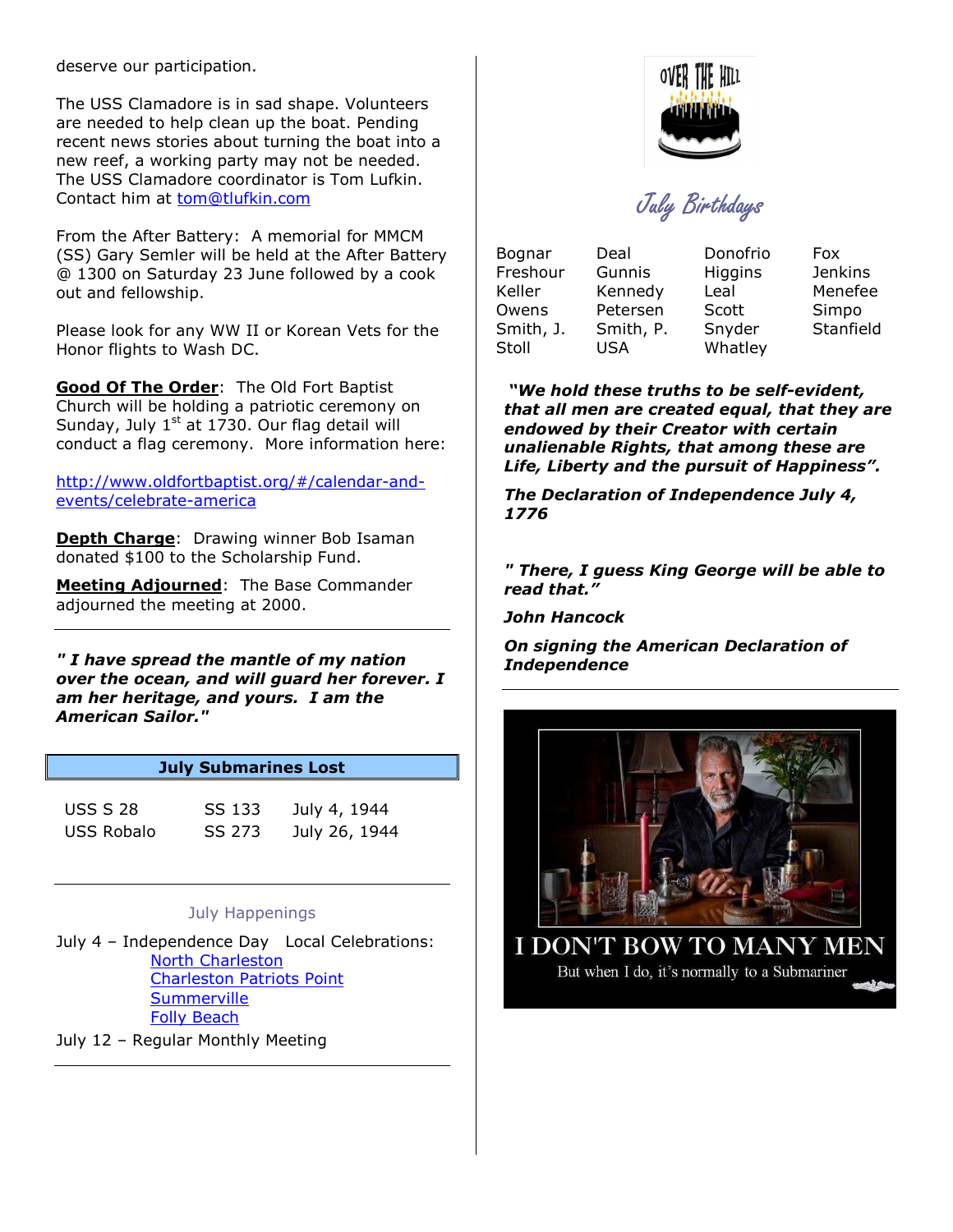deserve our participation.

The USS Clamadore is in sad shape. Volunteers are needed to help clean up the boat. Pending recent news stories about turning the boat into a new reef, a working party may not be needed. The USS Clamadore coordinator is Tom Lufkin. Contact him at [tom@tlufkin.com](mailto:tom@tlufkin.com)

From the After Battery: A memorial for MMCM (SS) Gary Semler will be held at the After Battery @ 1300 on Saturday 23 June followed by a cook out and fellowship.

Please look for any WW II or Korean Vets for the Honor flights to Wash DC.

**Good Of The Order**: The Old Fort Baptist Church will be holding a patriotic ceremony on Sunday, July 1st at 1730. Our flag detail will conduct a flag ceremony. More information here:

http://www.oldfortbaptist.org/#/calendar-and-events/celebrate-america

**Depth Charge**: Drawing winner Bob Isaman donated $100 to the Scholarship Fund.

**Meeting Adjourned**: The Base Commander adjourned the meeting at 2000.

---

***" I have spread the mantle of my nation over the ocean, and will guard her forever. I am her heritage, and yours. I am the American Sailor."***

**July Submarines Lost**

| | | |
|---|---|---|
| USS S 28 | SS 133 | July 4, 1944 |
| USS Robalo | SS 273 | July 26, 1944 |

---

July Happenings

July 4 – Independence Day Local Celebrations:
- North Charleston
- Charleston Patriots Point
- Summerville
- Folly Beach

July 12 – Regular Monthly Meeting

---

OVER THE HILL

## July Birthdays

| | | | |
|---|---|---|---|
| Bognar | Deal | Donofrio | Fox |
| Freshour | Gunnis | Higgins | Jenkins |
| Keller | Kennedy | Leal | Menefee |
| Owens | Petersen | Scott | Simpo |
| Smith, J. | Smith, P. | Snyder | Stanfield |
| Stoll | USA | Whatley | |

***"We hold these truths to be self-evident, that all men are created equal, that they are endowed by their Creator with certain unalienable Rights, that among these are Life, Liberty and the pursuit of Happiness".***

***The Declaration of Independence July 4, 1776***

***" There, I guess King George will be able to read that."***

***John Hancock***

***On signing the American Declaration of Independence***

---

I DON'T BOW TO MANY MEN

But when I do, it's normally to a Submariner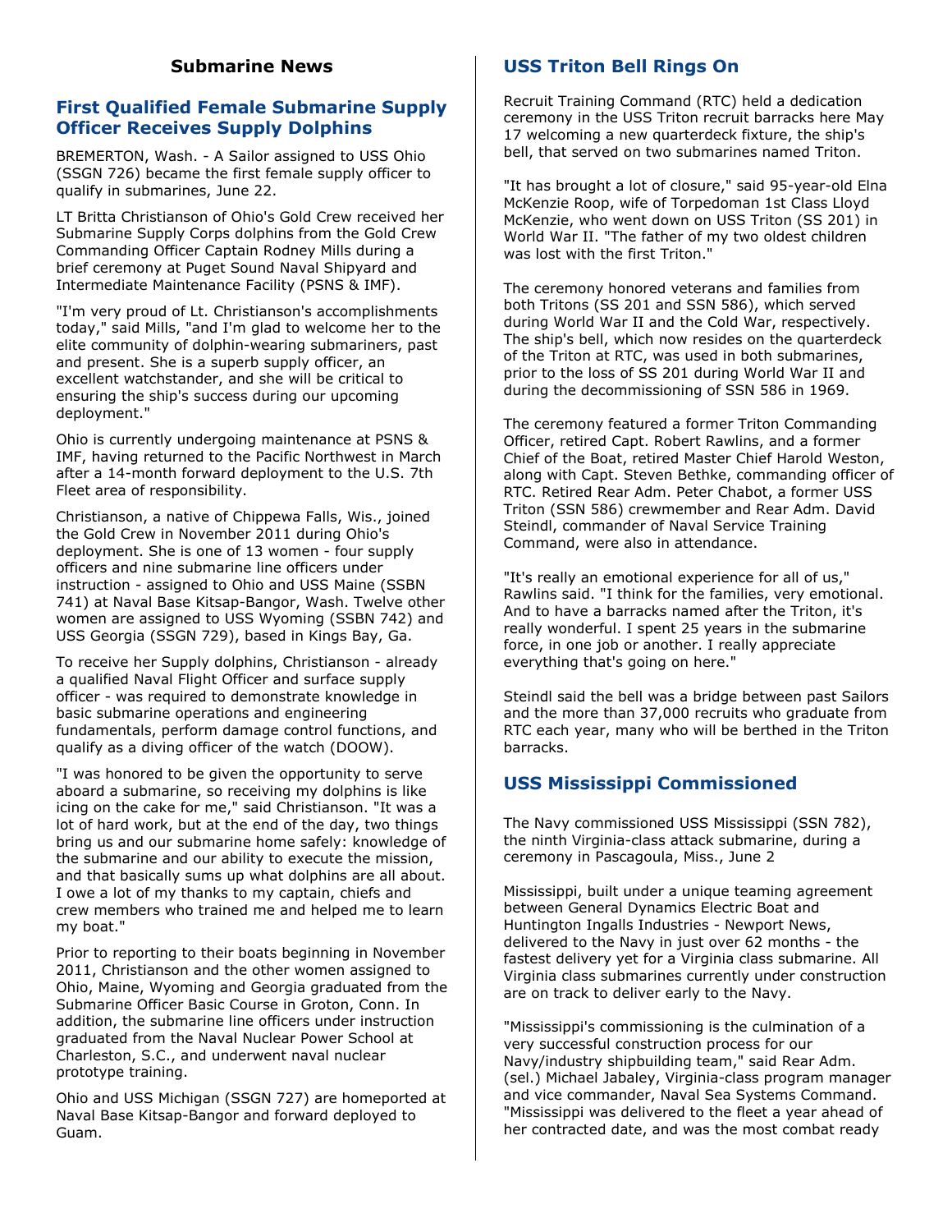## Submarine News

### First Qualified Female Submarine Supply Officer Receives Supply Dolphins

BREMERTON, Wash. - A Sailor assigned to USS Ohio (SSGN 726) became the first female supply officer to qualify in submarines, June 22.

LT Britta Christianson of Ohio's Gold Crew received her Submarine Supply Corps dolphins from the Gold Crew Commanding Officer Captain Rodney Mills during a brief ceremony at Puget Sound Naval Shipyard and Intermediate Maintenance Facility (PSNS & IMF).

"I'm very proud of Lt. Christianson's accomplishments today," said Mills, "and I'm glad to welcome her to the elite community of dolphin-wearing submariners, past and present. She is a superb supply officer, an excellent watchstander, and she will be critical to ensuring the ship's success during our upcoming deployment."

Ohio is currently undergoing maintenance at PSNS & IMF, having returned to the Pacific Northwest in March after a 14-month forward deployment to the U.S. 7th Fleet area of responsibility.

Christianson, a native of Chippewa Falls, Wis., joined the Gold Crew in November 2011 during Ohio's deployment. She is one of 13 women - four supply officers and nine submarine line officers under instruction - assigned to Ohio and USS Maine (SSBN 741) at Naval Base Kitsap-Bangor, Wash. Twelve other women are assigned to USS Wyoming (SSBN 742) and USS Georgia (SSGN 729), based in Kings Bay, Ga.

To receive her Supply dolphins, Christianson - already a qualified Naval Flight Officer and surface supply officer - was required to demonstrate knowledge in basic submarine operations and engineering fundamentals, perform damage control functions, and qualify as a diving officer of the watch (DOOW).

"I was honored to be given the opportunity to serve aboard a submarine, so receiving my dolphins is like icing on the cake for me," said Christianson. "It was a lot of hard work, but at the end of the day, two things bring us and our submarine home safely: knowledge of the submarine and our ability to execute the mission, and that basically sums up what dolphins are all about. I owe a lot of my thanks to my captain, chiefs and crew members who trained me and helped me to learn my boat."

Prior to reporting to their boats beginning in November 2011, Christianson and the other women assigned to Ohio, Maine, Wyoming and Georgia graduated from the Submarine Officer Basic Course in Groton, Conn. In addition, the submarine line officers under instruction graduated from the Naval Nuclear Power School at Charleston, S.C., and underwent naval nuclear prototype training.

Ohio and USS Michigan (SSGN 727) are homeported at Naval Base Kitsap-Bangor and forward deployed to Guam.

### USS Triton Bell Rings On

Recruit Training Command (RTC) held a dedication ceremony in the USS Triton recruit barracks here May 17 welcoming a new quarterdeck fixture, the ship's bell, that served on two submarines named Triton.

"It has brought a lot of closure," said 95-year-old Elna McKenzie Roop, wife of Torpedoman 1st Class Lloyd McKenzie, who went down on USS Triton (SS 201) in World War II. "The father of my two oldest children was lost with the first Triton."

The ceremony honored veterans and families from both Tritons (SS 201 and SSN 586), which served during World War II and the Cold War, respectively. The ship's bell, which now resides on the quarterdeck of the Triton at RTC, was used in both submarines, prior to the loss of SS 201 during World War II and during the decommissioning of SSN 586 in 1969.

The ceremony featured a former Triton Commanding Officer, retired Capt. Robert Rawlins, and a former Chief of the Boat, retired Master Chief Harold Weston, along with Capt. Steven Bethke, commanding officer of RTC. Retired Rear Adm. Peter Chabot, a former USS Triton (SSN 586) crewmember and Rear Adm. David Steindl, commander of Naval Service Training Command, were also in attendance.

"It's really an emotional experience for all of us," Rawlins said. "I think for the families, very emotional. And to have a barracks named after the Triton, it's really wonderful. I spent 25 years in the submarine force, in one job or another. I really appreciate everything that's going on here."

Steindl said the bell was a bridge between past Sailors and the more than 37,000 recruits who graduate from RTC each year, many who will be berthed in the Triton barracks.

### USS Mississippi Commissioned

The Navy commissioned USS Mississippi (SSN 782), the ninth Virginia-class attack submarine, during a ceremony in Pascagoula, Miss., June 2

Mississippi, built under a unique teaming agreement between General Dynamics Electric Boat and Huntington Ingalls Industries - Newport News, delivered to the Navy in just over 62 months - the fastest delivery yet for a Virginia class submarine. All Virginia class submarines currently under construction are on track to deliver early to the Navy.

"Mississippi's commissioning is the culmination of a very successful construction process for our Navy/industry shipbuilding team," said Rear Adm. (sel.) Michael Jabaley, Virginia-class program manager and vice commander, Naval Sea Systems Command. "Mississippi was delivered to the fleet a year ahead of her contracted date, and was the most combat ready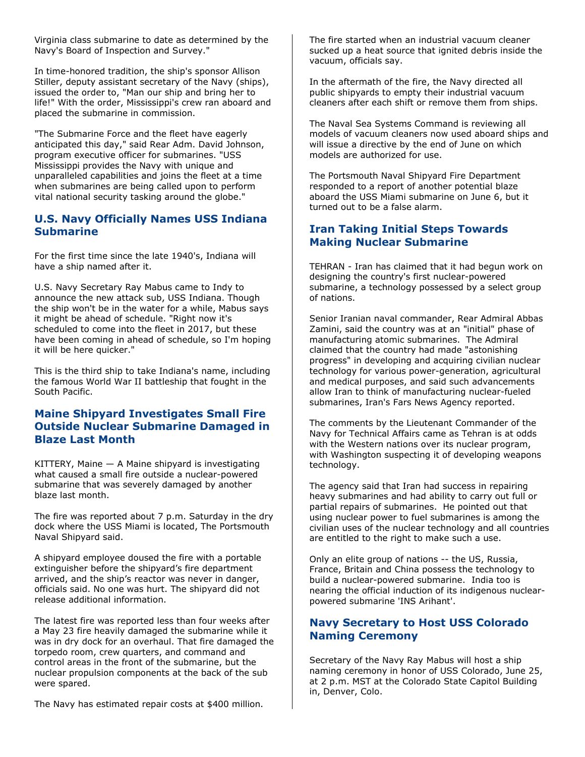Virginia class submarine to date as determined by the Navy's Board of Inspection and Survey."

In time-honored tradition, the ship's sponsor Allison Stiller, deputy assistant secretary of the Navy (ships), issued the order to, "Man our ship and bring her to life!" With the order, Mississippi's crew ran aboard and placed the submarine in commission.

"The Submarine Force and the fleet have eagerly anticipated this day," said Rear Adm. David Johnson, program executive officer for submarines. "USS Mississippi provides the Navy with unique and unparalleled capabilities and joins the fleet at a time when submarines are being called upon to perform vital national security tasking around the globe."

## U.S. Navy Officially Names USS Indiana Submarine

For the first time since the late 1940's, Indiana will have a ship named after it.

U.S. Navy Secretary Ray Mabus came to Indy to announce the new attack sub, USS Indiana. Though the ship won't be in the water for a while, Mabus says it might be ahead of schedule. "Right now it's scheduled to come into the fleet in 2017, but these have been coming in ahead of schedule, so I'm hoping it will be here quicker."

This is the third ship to take Indiana's name, including the famous World War II battleship that fought in the South Pacific.

## Maine Shipyard Investigates Small Fire Outside Nuclear Submarine Damaged in Blaze Last Month

KITTERY, Maine — A Maine shipyard is investigating what caused a small fire outside a nuclear-powered submarine that was severely damaged by another blaze last month.

The fire was reported about 7 p.m. Saturday in the dry dock where the USS Miami is located, The Portsmouth Naval Shipyard said.

A shipyard employee doused the fire with a portable extinguisher before the shipyard's fire department arrived, and the ship's reactor was never in danger, officials said. No one was hurt. The shipyard did not release additional information.

The latest fire was reported less than four weeks after a May 23 fire heavily damaged the submarine while it was in dry dock for an overhaul. That fire damaged the torpedo room, crew quarters, and command and control areas in the front of the submarine, but the nuclear propulsion components at the back of the sub were spared.

The Navy has estimated repair costs at $400 million.

The fire started when an industrial vacuum cleaner sucked up a heat source that ignited debris inside the vacuum, officials say.

In the aftermath of the fire, the Navy directed all public shipyards to empty their industrial vacuum cleaners after each shift or remove them from ships.

The Naval Sea Systems Command is reviewing all models of vacuum cleaners now used aboard ships and will issue a directive by the end of June on which models are authorized for use.

The Portsmouth Naval Shipyard Fire Department responded to a report of another potential blaze aboard the USS Miami submarine on June 6, but it turned out to be a false alarm.

## Iran Taking Initial Steps Towards Making Nuclear Submarine

TEHRAN - Iran has claimed that it had begun work on designing the country's first nuclear-powered submarine, a technology possessed by a select group of nations.

Senior Iranian naval commander, Rear Admiral Abbas Zamini, said the country was at an "initial" phase of manufacturing atomic submarines. The Admiral claimed that the country had made "astonishing progress" in developing and acquiring civilian nuclear technology for various power-generation, agricultural and medical purposes, and said such advancements allow Iran to think of manufacturing nuclear-fueled submarines, Iran's Fars News Agency reported.

The comments by the Lieutenant Commander of the Navy for Technical Affairs came as Tehran is at odds with the Western nations over its nuclear program, with Washington suspecting it of developing weapons technology.

The agency said that Iran had success in repairing heavy submarines and had ability to carry out full or partial repairs of submarines. He pointed out that using nuclear power to fuel submarines is among the civilian uses of the nuclear technology and all countries are entitled to the right to make such a use.

Only an elite group of nations -- the US, Russia, France, Britain and China possess the technology to build a nuclear-powered submarine. India too is nearing the official induction of its indigenous nuclear-powered submarine 'INS Arihant'.

## Navy Secretary to Host USS Colorado Naming Ceremony

Secretary of the Navy Ray Mabus will host a ship naming ceremony in honor of USS Colorado, June 25, at 2 p.m. MST at the Colorado State Capitol Building in, Denver, Colo.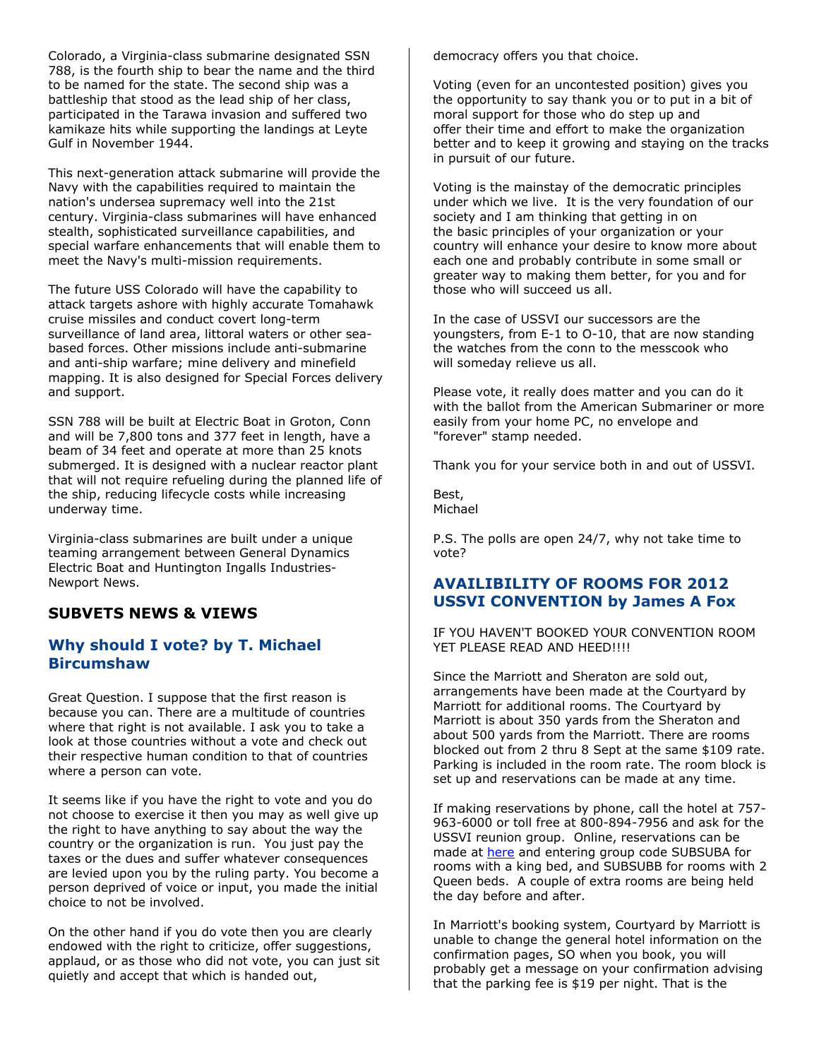Colorado, a Virginia-class submarine designated SSN 788, is the fourth ship to bear the name and the third to be named for the state. The second ship was a battleship that stood as the lead ship of her class, participated in the Tarawa invasion and suffered two kamikaze hits while supporting the landings at Leyte Gulf in November 1944.

This next-generation attack submarine will provide the Navy with the capabilities required to maintain the nation's undersea supremacy well into the 21st century. Virginia-class submarines will have enhanced stealth, sophisticated surveillance capabilities, and special warfare enhancements that will enable them to meet the Navy's multi-mission requirements.

The future USS Colorado will have the capability to attack targets ashore with highly accurate Tomahawk cruise missiles and conduct covert long-term surveillance of land area, littoral waters or other sea-based forces. Other missions include anti-submarine and anti-ship warfare; mine delivery and minefield mapping. It is also designed for Special Forces delivery and support.

SSN 788 will be built at Electric Boat in Groton, Conn and will be 7,800 tons and 377 feet in length, have a beam of 34 feet and operate at more than 25 knots submerged. It is designed with a nuclear reactor plant that will not require refueling during the planned life of the ship, reducing lifecycle costs while increasing underway time.

Virginia-class submarines are built under a unique teaming arrangement between General Dynamics Electric Boat and Huntington Ingalls Industries-Newport News.

## SUBVETS NEWS & VIEWS

### Why should I vote? by T. Michael Bircumshaw

Great Question. I suppose that the first reason is because you can. There are a multitude of countries where that right is not available. I ask you to take a look at those countries without a vote and check out their respective human condition to that of countries where a person can vote.

It seems like if you have the right to vote and you do not choose to exercise it then you may as well give up the right to have anything to say about the way the country or the organization is run. You just pay the taxes or the dues and suffer whatever consequences are levied upon you by the ruling party. You become a person deprived of voice or input, you made the initial choice to not be involved.

On the other hand if you do vote then you are clearly endowed with the right to criticize, offer suggestions, applaud, or as those who did not vote, you can just sit quietly and accept that which is handed out, democracy offers you that choice.

Voting (even for an uncontested position) gives you the opportunity to say thank you or to put in a bit of moral support for those who do step up and offer their time and effort to make the organization better and to keep it growing and staying on the tracks in pursuit of our future.

Voting is the mainstay of the democratic principles under which we live. It is the very foundation of our society and I am thinking that getting in on the basic principles of your organization or your country will enhance your desire to know more about each one and probably contribute in some small or greater way to making them better, for you and for those who will succeed us all.

In the case of USSVI our successors are the youngsters, from E-1 to O-10, that are now standing the watches from the conn to the messcook who will someday relieve us all.

Please vote, it really does matter and you can do it with the ballot from the American Submariner or more easily from your home PC, no envelope and "forever" stamp needed.

Thank you for your service both in and out of USSVI.

Best,
Michael

P.S. The polls are open 24/7, why not take time to vote?

### AVAILIBILITY OF ROOMS FOR 2012 USSVI CONVENTION by James A Fox

IF YOU HAVEN'T BOOKED YOUR CONVENTION ROOM YET PLEASE READ AND HEED!!!!

Since the Marriott and Sheraton are sold out, arrangements have been made at the Courtyard by Marriott for additional rooms. The Courtyard by Marriott is about 350 yards from the Sheraton and about 500 yards from the Marriott. There are rooms blocked out from 2 thru 8 Sept at the same $109 rate. Parking is included in the room rate. The room block is set up and reservations can be made at any time.

If making reservations by phone, call the hotel at 757-963-6000 or toll free at 800-894-7956 and ask for the USSVI reunion group. Online, reservations can be made at here and entering group code SUBSUBA for rooms with a king bed, and SUBSUBB for rooms with 2 Queen beds. A couple of extra rooms are being held the day before and after.

In Marriott's booking system, Courtyard by Marriott is unable to change the general hotel information on the confirmation pages, SO when you book, you will probably get a message on your confirmation advising that the parking fee is $19 per night. That is the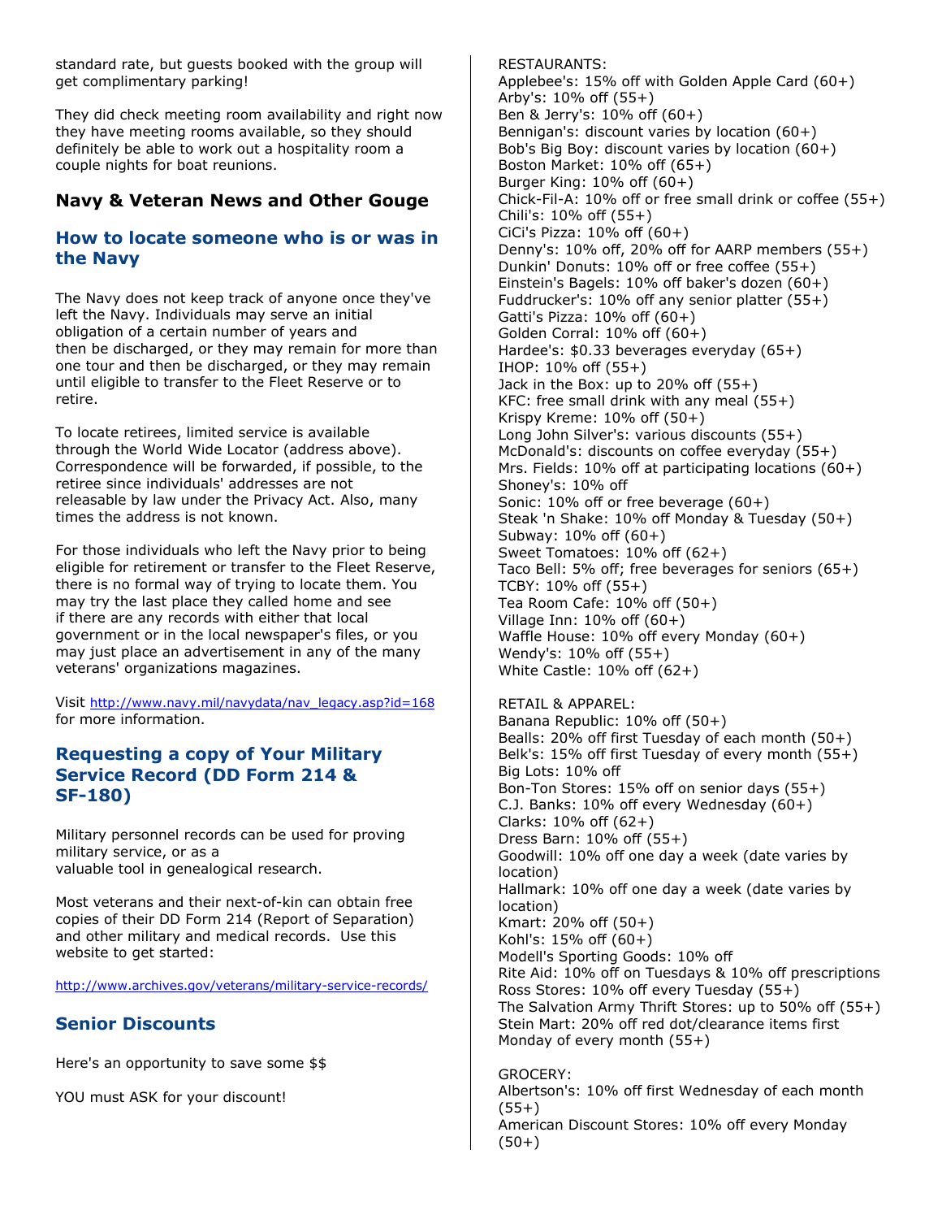standard rate, but guests booked with the group will get complimentary parking!

They did check meeting room availability and right now they have meeting rooms available, so they should definitely be able to work out a hospitality room a couple nights for boat reunions.

## Navy & Veteran News and Other Gouge

### How to locate someone who is or was in the Navy

The Navy does not keep track of anyone once they've left the Navy. Individuals may serve an initial obligation of a certain number of years and then be discharged, or they may remain for more than one tour and then be discharged, or they may remain until eligible to transfer to the Fleet Reserve or to retire.

To locate retirees, limited service is available through the World Wide Locator (address above). Correspondence will be forwarded, if possible, to the retiree since individuals' addresses are not releasable by law under the Privacy Act. Also, many times the address is not known.

For those individuals who left the Navy prior to being eligible for retirement or transfer to the Fleet Reserve, there is no formal way of trying to locate them. You may try the last place they called home and see if there are any records with either that local government or in the local newspaper's files, or you may just place an advertisement in any of the many veterans' organizations magazines.

Visit http://www.navy.mil/navydata/nav_legacy.asp?id=168 for more information.

### Requesting a copy of Your Military Service Record (DD Form 214 & SF-180)

Military personnel records can be used for proving military service, or as a valuable tool in genealogical research.

Most veterans and their next-of-kin can obtain free copies of their DD Form 214 (Report of Separation) and other military and medical records. Use this website to get started:

http://www.archives.gov/veterans/military-service-records/

### Senior Discounts

Here's an opportunity to save some $$

YOU must ASK for your discount!

RESTAURANTS:
Applebee's: 15% off with Golden Apple Card (60+)
Arby's: 10% off (55+)
Ben & Jerry's: 10% off (60+)
Bennigan's: discount varies by location (60+)
Bob's Big Boy: discount varies by location (60+)
Boston Market: 10% off (65+)
Burger King: 10% off (60+)
Chick-Fil-A: 10% off or free small drink or coffee (55+)
Chili's: 10% off (55+)
CiCi's Pizza: 10% off (60+)
Denny's: 10% off, 20% off for AARP members (55+)
Dunkin' Donuts: 10% off or free coffee (55+)
Einstein's Bagels: 10% off baker's dozen (60+)
Fuddrucker's: 10% off any senior platter (55+)
Gatti's Pizza: 10% off (60+)
Golden Corral: 10% off (60+)
Hardee's: $0.33 beverages everyday (65+)
IHOP: 10% off (55+)
Jack in the Box: up to 20% off (55+)
KFC: free small drink with any meal (55+)
Krispy Kreme: 10% off (50+)
Long John Silver's: various discounts (55+)
McDonald's: discounts on coffee everyday (55+)
Mrs. Fields: 10% off at participating locations (60+)
Shoney's: 10% off
Sonic: 10% off or free beverage (60+)
Steak 'n Shake: 10% off Monday & Tuesday (50+)
Subway: 10% off (60+)
Sweet Tomatoes: 10% off (62+)
Taco Bell: 5% off; free beverages for seniors (65+)
TCBY: 10% off (55+)
Tea Room Cafe: 10% off (50+)
Village Inn: 10% off (60+)
Waffle House: 10% off every Monday (60+)
Wendy's: 10% off (55+)
White Castle: 10% off (62+)

RETAIL & APPAREL:
Banana Republic: 10% off (50+)
Bealls: 20% off first Tuesday of each month (50+)
Belk's: 15% off first Tuesday of every month (55+)
Big Lots: 10% off
Bon-Ton Stores: 15% off on senior days (55+)
C.J. Banks: 10% off every Wednesday (60+)
Clarks: 10% off (62+)
Dress Barn: 10% off (55+)
Goodwill: 10% off one day a week (date varies by location)
Hallmark: 10% off one day a week (date varies by location)
Kmart: 20% off (50+)
Kohl's: 15% off (60+)
Modell's Sporting Goods: 10% off
Rite Aid: 10% off on Tuesdays & 10% off prescriptions
Ross Stores: 10% off every Tuesday (55+)
The Salvation Army Thrift Stores: up to 50% off (55+)
Stein Mart: 20% off red dot/clearance items first Monday of every month (55+)

GROCERY:
Albertson's: 10% off first Wednesday of each month (55+)
American Discount Stores: 10% off every Monday (50+)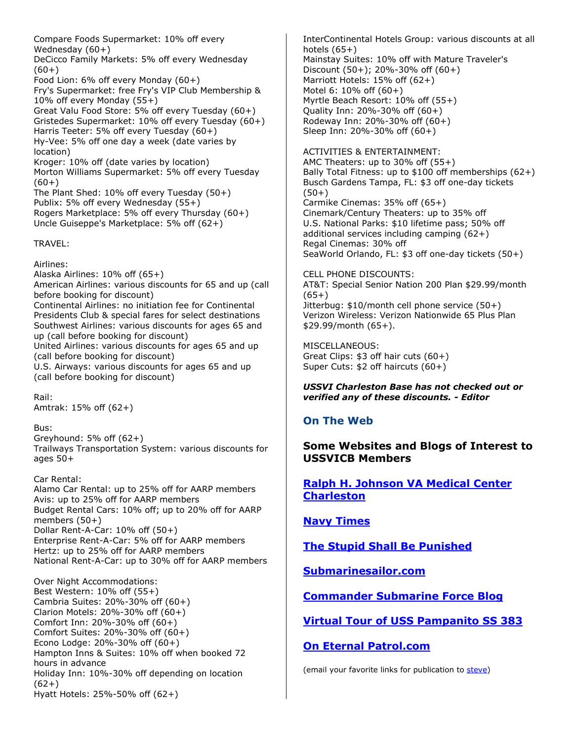Compare Foods Supermarket: 10% off every Wednesday (60+)
DeCicco Family Markets: 5% off every Wednesday (60+)
Food Lion: 6% off every Monday (60+)
Fry's Supermarket: free Fry's VIP Club Membership & 10% off every Monday (55+)
Great Valu Food Store: 5% off every Tuesday (60+)
Gristedes Supermarket: 10% off every Tuesday (60+)
Harris Teeter: 5% off every Tuesday (60+)
Hy-Vee: 5% off one day a week (date varies by location)
Kroger: 10% off (date varies by location)
Morton Williams Supermarket: 5% off every Tuesday (60+)
The Plant Shed: 10% off every Tuesday (50+)
Publix: 5% off every Wednesday (55+)
Rogers Marketplace: 5% off every Thursday (60+)
Uncle Guiseppe's Marketplace: 5% off (62+)

TRAVEL:

Airlines:
Alaska Airlines: 10% off (65+)
American Airlines: various discounts for 65 and up (call before booking for discount)
Continental Airlines: no initiation fee for Continental Presidents Club & special fares for select destinations
Southwest Airlines: various discounts for ages 65 and up (call before booking for discount)
United Airlines: various discounts for ages 65 and up (call before booking for discount)
U.S. Airways: various discounts for ages 65 and up (call before booking for discount)

Rail:
Amtrak: 15% off (62+)

Bus:
Greyhound: 5% off (62+)
Trailways Transportation System: various discounts for ages 50+

Car Rental:
Alamo Car Rental: up to 25% off for AARP members
Avis: up to 25% off for AARP members
Budget Rental Cars: 10% off; up to 20% off for AARP members (50+)
Dollar Rent-A-Car: 10% off (50+)
Enterprise Rent-A-Car: 5% off for AARP members
Hertz: up to 25% off for AARP members
National Rent-A-Car: up to 30% off for AARP members

Over Night Accommodations:
Best Western: 10% off (55+)
Cambria Suites: 20%-30% off (60+)
Clarion Motels: 20%-30% off (60+)
Comfort Inn: 20%-30% off (60+)
Comfort Suites: 20%-30% off (60+)
Econo Lodge: 20%-30% off (60+)
Hampton Inns & Suites: 10% off when booked 72 hours in advance
Holiday Inn: 10%-30% off depending on location (62+)
Hyatt Hotels: 25%-50% off (62+)
InterContinental Hotels Group: various discounts at all hotels (65+)
Mainstay Suites: 10% off with Mature Traveler's Discount (50+); 20%-30% off (60+)
Marriott Hotels: 15% off (62+)
Motel 6: 10% off (60+)
Myrtle Beach Resort: 10% off (55+)
Quality Inn: 20%-30% off (60+)
Rodeway Inn: 20%-30% off (60+)
Sleep Inn: 20%-30% off (60+)

ACTIVITIES & ENTERTAINMENT:
AMC Theaters: up to 30% off (55+)
Bally Total Fitness: up to $100 off memberships (62+)
Busch Gardens Tampa, FL: $3 off one-day tickets (50+)
Carmike Cinemas: 35% off (65+)
Cinemark/Century Theaters: up to 35% off
U.S. National Parks: $10 lifetime pass; 50% off additional services including camping (62+)
Regal Cinemas: 30% off
SeaWorld Orlando, FL: $3 off one-day tickets (50+)

CELL PHONE DISCOUNTS:
AT&T: Special Senior Nation 200 Plan $29.99/month (65+)
Jitterbug: $10/month cell phone service (50+)
Verizon Wireless: Verizon Nationwide 65 Plus Plan $29.99/month (65+).

MISCELLANEOUS:
Great Clips: $3 off hair cuts (60+)
Super Cuts: $2 off haircuts (60+)

***USSVI Charleston Base has not checked out or verified any of these discounts. - Editor***

## On The Web

### Some Websites and Blogs of Interest to USSVICB Members

**Ralph H. Johnson VA Medical Center Charleston**

**Navy Times**

**The Stupid Shall Be Punished**

**Submarinesailor.com**

**Commander Submarine Force Blog**

**Virtual Tour of USS Pampanito SS 383**

**On Eternal Patrol.com**

(email your favorite links for publication to steve)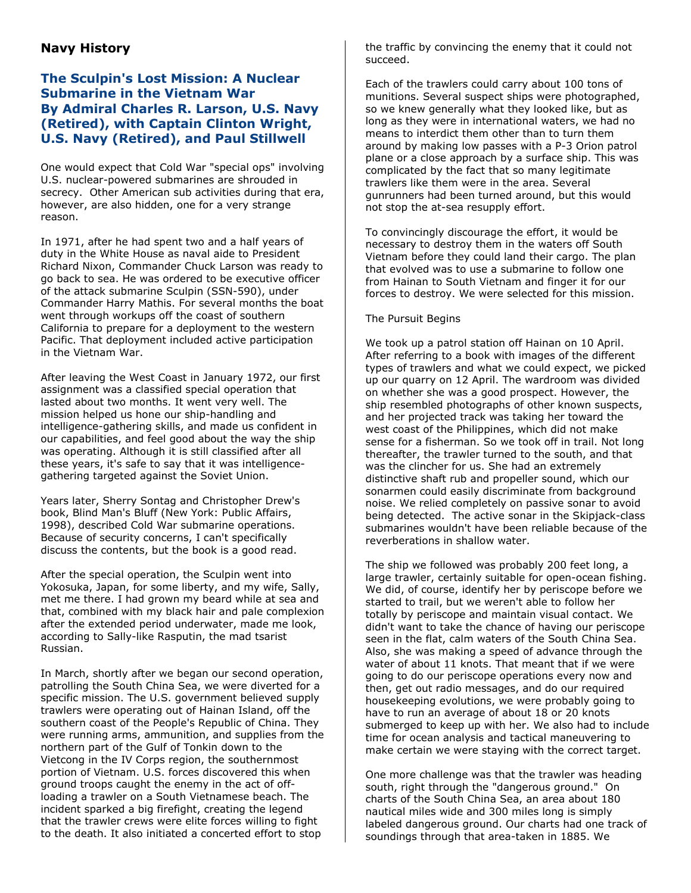## Navy History

### The Sculpin's Lost Mission: A Nuclear Submarine in the Vietnam War
### By Admiral Charles R. Larson, U.S. Navy (Retired), with Captain Clinton Wright, U.S. Navy (Retired), and Paul Stillwell

One would expect that Cold War "special ops" involving U.S. nuclear-powered submarines are shrouded in secrecy. Other American sub activities during that era, however, are also hidden, one for a very strange reason.

In 1971, after he had spent two and a half years of duty in the White House as naval aide to President Richard Nixon, Commander Chuck Larson was ready to go back to sea. He was ordered to be executive officer of the attack submarine Sculpin (SSN-590), under Commander Harry Mathis. For several months the boat went through workups off the coast of southern California to prepare for a deployment to the western Pacific. That deployment included active participation in the Vietnam War.

After leaving the West Coast in January 1972, our first assignment was a classified special operation that lasted about two months. It went very well. The mission helped us hone our ship-handling and intelligence-gathering skills, and made us confident in our capabilities, and feel good about the way the ship was operating. Although it is still classified after all these years, it's safe to say that it was intelligence-gathering targeted against the Soviet Union.

Years later, Sherry Sontag and Christopher Drew's book, Blind Man's Bluff (New York: Public Affairs, 1998), described Cold War submarine operations. Because of security concerns, I can't specifically discuss the contents, but the book is a good read.

After the special operation, the Sculpin went into Yokosuka, Japan, for some liberty, and my wife, Sally, met me there. I had grown my beard while at sea and that, combined with my black hair and pale complexion after the extended period underwater, made me look, according to Sally-like Rasputin, the mad tsarist Russian.

In March, shortly after we began our second operation, patrolling the South China Sea, we were diverted for a specific mission. The U.S. government believed supply trawlers were operating out of Hainan Island, off the southern coast of the People's Republic of China. They were running arms, ammunition, and supplies from the northern part of the Gulf of Tonkin down to the Vietcong in the IV Corps region, the southernmost portion of Vietnam. U.S. forces discovered this when ground troops caught the enemy in the act of off-loading a trawler on a South Vietnamese beach. The incident sparked a big firefight, creating the legend that the trawler crews were elite forces willing to fight to the death. It also initiated a concerted effort to stop the traffic by convincing the enemy that it could not succeed.

Each of the trawlers could carry about 100 tons of munitions. Several suspect ships were photographed, so we knew generally what they looked like, but as long as they were in international waters, we had no means to interdict them other than to turn them around by making low passes with a P-3 Orion patrol plane or a close approach by a surface ship. This was complicated by the fact that so many legitimate trawlers like them were in the area. Several gunrunners had been turned around, but this would not stop the at-sea resupply effort.

To convincingly discourage the effort, it would be necessary to destroy them in the waters off South Vietnam before they could land their cargo. The plan that evolved was to use a submarine to follow one from Hainan to South Vietnam and finger it for our forces to destroy. We were selected for this mission.

The Pursuit Begins

We took up a patrol station off Hainan on 10 April. After referring to a book with images of the different types of trawlers and what we could expect, we picked up our quarry on 12 April. The wardroom was divided on whether she was a good prospect. However, the ship resembled photographs of other known suspects, and her projected track was taking her toward the west coast of the Philippines, which did not make sense for a fisherman. So we took off in trail. Not long thereafter, the trawler turned to the south, and that was the clincher for us. She had an extremely distinctive shaft rub and propeller sound, which our sonarmen could easily discriminate from background noise. We relied completely on passive sonar to avoid being detected. The active sonar in the Skipjack-class submarines wouldn't have been reliable because of the reverberations in shallow water.

The ship we followed was probably 200 feet long, a large trawler, certainly suitable for open-ocean fishing. We did, of course, identify her by periscope before we started to trail, but we weren't able to follow her totally by periscope and maintain visual contact. We didn't want to take the chance of having our periscope seen in the flat, calm waters of the South China Sea. Also, she was making a speed of advance through the water of about 11 knots. That meant that if we were going to do our periscope operations every now and then, get out radio messages, and do our required housekeeping evolutions, we were probably going to have to run an average of about 18 or 20 knots submerged to keep up with her. We also had to include time for ocean analysis and tactical maneuvering to make certain we were staying with the correct target.

One more challenge was that the trawler was heading south, right through the "dangerous ground." On charts of the South China Sea, an area about 180 nautical miles wide and 300 miles long is simply labeled dangerous ground. Our charts had one track of soundings through that area-taken in 1885. We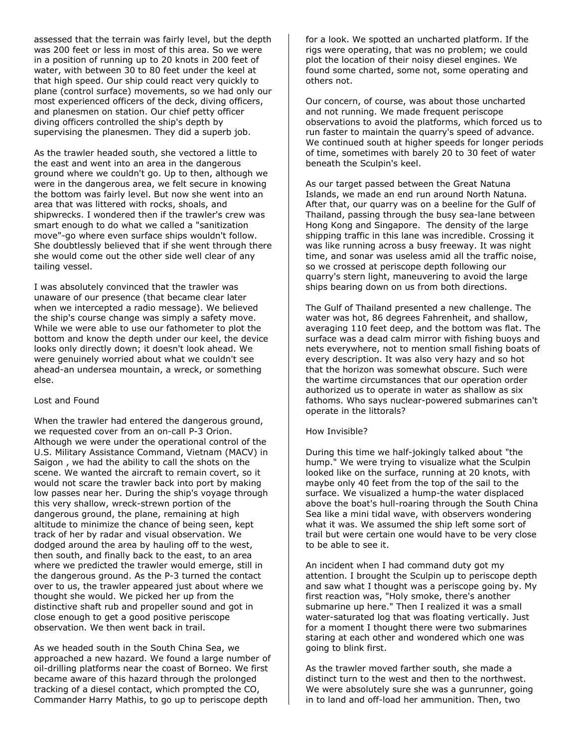assessed that the terrain was fairly level, but the depth was 200 feet or less in most of this area. So we were in a position of running up to 20 knots in 200 feet of water, with between 30 to 80 feet under the keel at that high speed. Our ship could react very quickly to plane (control surface) movements, so we had only our most experienced officers of the deck, diving officers, and planesmen on station. Our chief petty officer diving officers controlled the ship's depth by supervising the planesmen. They did a superb job.

As the trawler headed south, she vectored a little to the east and went into an area in the dangerous ground where we couldn't go. Up to then, although we were in the dangerous area, we felt secure in knowing the bottom was fairly level. But now she went into an area that was littered with rocks, shoals, and shipwrecks. I wondered then if the trawler's crew was smart enough to do what we called a "sanitization move"-go where even surface ships wouldn't follow. She doubtlessly believed that if she went through there she would come out the other side well clear of any tailing vessel.

I was absolutely convinced that the trawler was unaware of our presence (that became clear later when we intercepted a radio message). We believed the ship's course change was simply a safety move. While we were able to use our fathometer to plot the bottom and know the depth under our keel, the device looks only directly down; it doesn't look ahead. We were genuinely worried about what we couldn't see ahead-an undersea mountain, a wreck, or something else.

Lost and Found

When the trawler had entered the dangerous ground, we requested cover from an on-call P-3 Orion. Although we were under the operational control of the U.S. Military Assistance Command, Vietnam (MACV) in Saigon , we had the ability to call the shots on the scene. We wanted the aircraft to remain covert, so it would not scare the trawler back into port by making low passes near her. During the ship's voyage through this very shallow, wreck-strewn portion of the dangerous ground, the plane, remaining at high altitude to minimize the chance of being seen, kept track of her by radar and visual observation. We dodged around the area by hauling off to the west, then south, and finally back to the east, to an area where we predicted the trawler would emerge, still in the dangerous ground. As the P-3 turned the contact over to us, the trawler appeared just about where we thought she would. We picked her up from the distinctive shaft rub and propeller sound and got in close enough to get a good positive periscope observation. We then went back in trail.

As we headed south in the South China Sea, we approached a new hazard. We found a large number of oil-drilling platforms near the coast of Borneo. We first became aware of this hazard through the prolonged tracking of a diesel contact, which prompted the CO, Commander Harry Mathis, to go up to periscope depth for a look. We spotted an uncharted platform. If the rigs were operating, that was no problem; we could plot the location of their noisy diesel engines. We found some charted, some not, some operating and others not.

Our concern, of course, was about those uncharted and not running. We made frequent periscope observations to avoid the platforms, which forced us to run faster to maintain the quarry's speed of advance. We continued south at higher speeds for longer periods of time, sometimes with barely 20 to 30 feet of water beneath the Sculpin's keel.

As our target passed between the Great Natuna Islands, we made an end run around North Natuna. After that, our quarry was on a beeline for the Gulf of Thailand, passing through the busy sea-lane between Hong Kong and Singapore. The density of the large shipping traffic in this lane was incredible. Crossing it was like running across a busy freeway. It was night time, and sonar was useless amid all the traffic noise, so we crossed at periscope depth following our quarry's stern light, maneuvering to avoid the large ships bearing down on us from both directions.

The Gulf of Thailand presented a new challenge. The water was hot, 86 degrees Fahrenheit, and shallow, averaging 110 feet deep, and the bottom was flat. The surface was a dead calm mirror with fishing buoys and nets everywhere, not to mention small fishing boats of every description. It was also very hazy and so hot that the horizon was somewhat obscure. Such were the wartime circumstances that our operation order authorized us to operate in water as shallow as six fathoms. Who says nuclear-powered submarines can't operate in the littorals?

How Invisible?

During this time we half-jokingly talked about "the hump." We were trying to visualize what the Sculpin looked like on the surface, running at 20 knots, with maybe only 40 feet from the top of the sail to the surface. We visualized a hump-the water displaced above the boat's hull-roaring through the South China Sea like a mini tidal wave, with observers wondering what it was. We assumed the ship left some sort of trail but were certain one would have to be very close to be able to see it.

An incident when I had command duty got my attention. I brought the Sculpin up to periscope depth and saw what I thought was a periscope going by. My first reaction was, "Holy smoke, there's another submarine up here." Then I realized it was a small water-saturated log that was floating vertically. Just for a moment I thought there were two submarines staring at each other and wondered which one was going to blink first.

As the trawler moved farther south, she made a distinct turn to the west and then to the northwest. We were absolutely sure she was a gunrunner, going in to land and off-load her ammunition. Then, two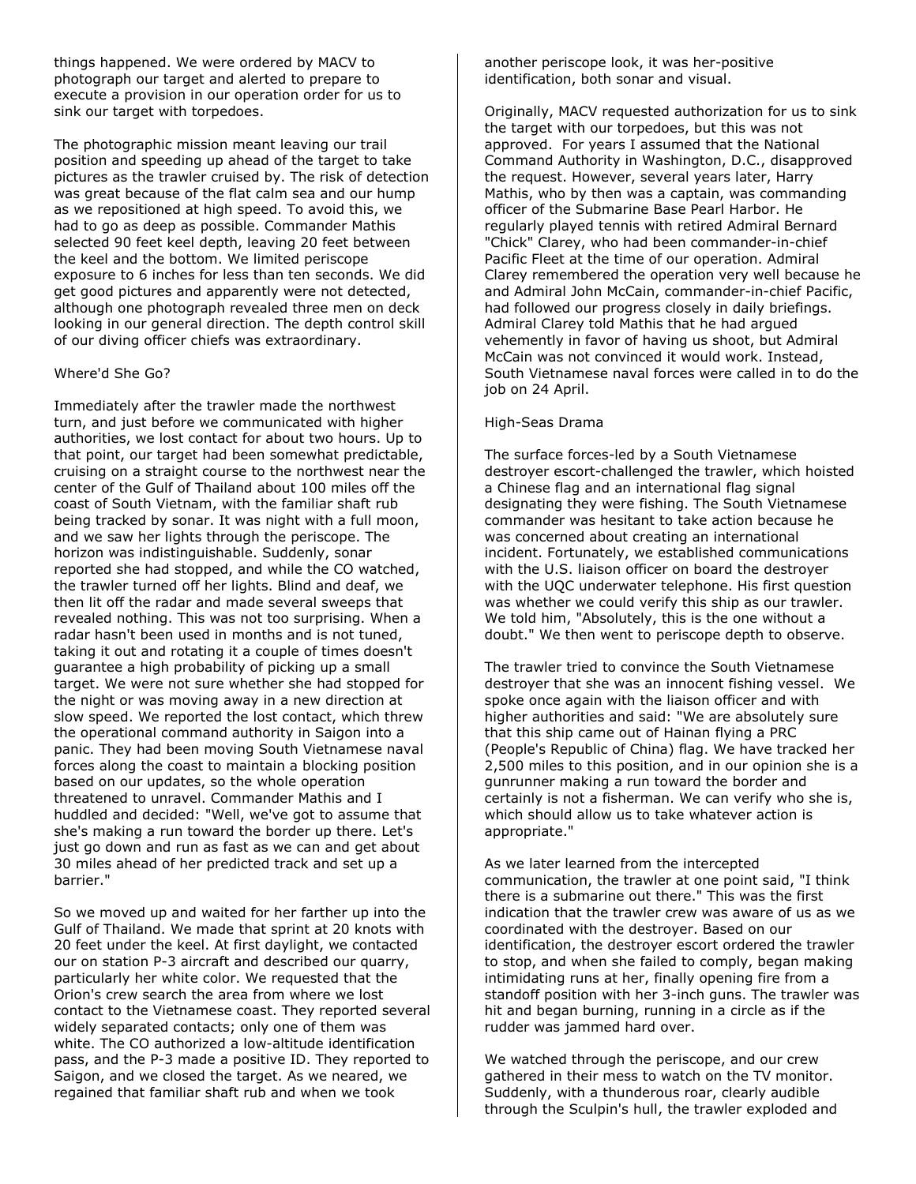things happened. We were ordered by MACV to photograph our target and alerted to prepare to execute a provision in our operation order for us to sink our target with torpedoes.

The photographic mission meant leaving our trail position and speeding up ahead of the target to take pictures as the trawler cruised by. The risk of detection was great because of the flat calm sea and our hump as we repositioned at high speed. To avoid this, we had to go as deep as possible. Commander Mathis selected 90 feet keel depth, leaving 20 feet between the keel and the bottom. We limited periscope exposure to 6 inches for less than ten seconds. We did get good pictures and apparently were not detected, although one photograph revealed three men on deck looking in our general direction. The depth control skill of our diving officer chiefs was extraordinary.

## Where'd She Go?

Immediately after the trawler made the northwest turn, and just before we communicated with higher authorities, we lost contact for about two hours. Up to that point, our target had been somewhat predictable, cruising on a straight course to the northwest near the center of the Gulf of Thailand about 100 miles off the coast of South Vietnam, with the familiar shaft rub being tracked by sonar. It was night with a full moon, and we saw her lights through the periscope. The horizon was indistinguishable. Suddenly, sonar reported she had stopped, and while the CO watched, the trawler turned off her lights. Blind and deaf, we then lit off the radar and made several sweeps that revealed nothing. This was not too surprising. When a radar hasn't been used in months and is not tuned, taking it out and rotating it a couple of times doesn't guarantee a high probability of picking up a small target. We were not sure whether she had stopped for the night or was moving away in a new direction at slow speed. We reported the lost contact, which threw the operational command authority in Saigon into a panic. They had been moving South Vietnamese naval forces along the coast to maintain a blocking position based on our updates, so the whole operation threatened to unravel. Commander Mathis and I huddled and decided: "Well, we've got to assume that she's making a run toward the border up there. Let's just go down and run as fast as we can and get about 30 miles ahead of her predicted track and set up a barrier."

So we moved up and waited for her farther up into the Gulf of Thailand. We made that sprint at 20 knots with 20 feet under the keel. At first daylight, we contacted our on station P-3 aircraft and described our quarry, particularly her white color. We requested that the Orion's crew search the area from where we lost contact to the Vietnamese coast. They reported several widely separated contacts; only one of them was white. The CO authorized a low-altitude identification pass, and the P-3 made a positive ID. They reported to Saigon, and we closed the target. As we neared, we regained that familiar shaft rub and when we took another periscope look, it was her-positive identification, both sonar and visual.

Originally, MACV requested authorization for us to sink the target with our torpedoes, but this was not approved. For years I assumed that the National Command Authority in Washington, D.C., disapproved the request. However, several years later, Harry Mathis, who by then was a captain, was commanding officer of the Submarine Base Pearl Harbor. He regularly played tennis with retired Admiral Bernard "Chick" Clarey, who had been commander-in-chief Pacific Fleet at the time of our operation. Admiral Clarey remembered the operation very well because he and Admiral John McCain, commander-in-chief Pacific, had followed our progress closely in daily briefings. Admiral Clarey told Mathis that he had argued vehemently in favor of having us shoot, but Admiral McCain was not convinced it would work. Instead, South Vietnamese naval forces were called in to do the job on 24 April.

## High-Seas Drama

The surface forces-led by a South Vietnamese destroyer escort-challenged the trawler, which hoisted a Chinese flag and an international flag signal designating they were fishing. The South Vietnamese commander was hesitant to take action because he was concerned about creating an international incident. Fortunately, we established communications with the U.S. liaison officer on board the destroyer with the UQC underwater telephone. His first question was whether we could verify this ship as our trawler. We told him, "Absolutely, this is the one without a doubt." We then went to periscope depth to observe.

The trawler tried to convince the South Vietnamese destroyer that she was an innocent fishing vessel. We spoke once again with the liaison officer and with higher authorities and said: "We are absolutely sure that this ship came out of Hainan flying a PRC (People's Republic of China) flag. We have tracked her 2,500 miles to this position, and in our opinion she is a gunrunner making a run toward the border and certainly is not a fisherman. We can verify who she is, which should allow us to take whatever action is appropriate."

As we later learned from the intercepted communication, the trawler at one point said, "I think there is a submarine out there." This was the first indication that the trawler crew was aware of us as we coordinated with the destroyer. Based on our identification, the destroyer escort ordered the trawler to stop, and when she failed to comply, began making intimidating runs at her, finally opening fire from a standoff position with her 3-inch guns. The trawler was hit and began burning, running in a circle as if the rudder was jammed hard over.

We watched through the periscope, and our crew gathered in their mess to watch on the TV monitor. Suddenly, with a thunderous roar, clearly audible through the Sculpin's hull, the trawler exploded and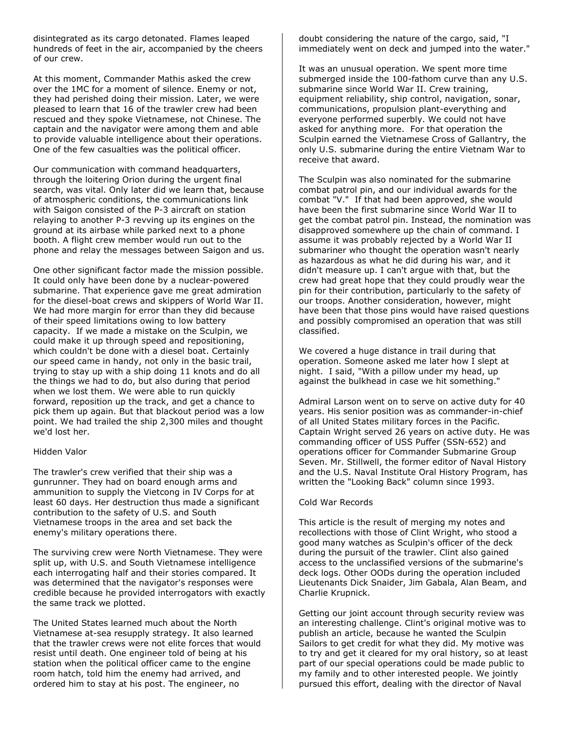disintegrated as its cargo detonated. Flames leaped hundreds of feet in the air, accompanied by the cheers of our crew.

At this moment, Commander Mathis asked the crew over the 1MC for a moment of silence. Enemy or not, they had perished doing their mission. Later, we were pleased to learn that 16 of the trawler crew had been rescued and they spoke Vietnamese, not Chinese. The captain and the navigator were among them and able to provide valuable intelligence about their operations. One of the few casualties was the political officer.

Our communication with command headquarters, through the loitering Orion during the urgent final search, was vital. Only later did we learn that, because of atmospheric conditions, the communications link with Saigon consisted of the P-3 aircraft on station relaying to another P-3 revving up its engines on the ground at its airbase while parked next to a phone booth. A flight crew member would run out to the phone and relay the messages between Saigon and us.

One other significant factor made the mission possible. It could only have been done by a nuclear-powered submarine. That experience gave me great admiration for the diesel-boat crews and skippers of World War II. We had more margin for error than they did because of their speed limitations owing to low battery capacity. If we made a mistake on the Sculpin, we could make it up through speed and repositioning, which couldn't be done with a diesel boat. Certainly our speed came in handy, not only in the basic trail, trying to stay up with a ship doing 11 knots and do all the things we had to do, but also during that period when we lost them. We were able to run quickly forward, reposition up the track, and get a chance to pick them up again. But that blackout period was a low point. We had trailed the ship 2,300 miles and thought we'd lost her.

## Hidden Valor

The trawler's crew verified that their ship was a gunrunner. They had on board enough arms and ammunition to supply the Vietcong in IV Corps for at least 60 days. Her destruction thus made a significant contribution to the safety of U.S. and South Vietnamese troops in the area and set back the enemy's military operations there.

The surviving crew were North Vietnamese. They were split up, with U.S. and South Vietnamese intelligence each interrogating half and their stories compared. It was determined that the navigator's responses were credible because he provided interrogators with exactly the same track we plotted.

The United States learned much about the North Vietnamese at-sea resupply strategy. It also learned that the trawler crews were not elite forces that would resist until death. One engineer told of being at his station when the political officer came to the engine room hatch, told him the enemy had arrived, and ordered him to stay at his post. The engineer, no doubt considering the nature of the cargo, said, "I immediately went on deck and jumped into the water."

It was an unusual operation. We spent more time submerged inside the 100-fathom curve than any U.S. submarine since World War II. Crew training, equipment reliability, ship control, navigation, sonar, communications, propulsion plant-everything and everyone performed superbly. We could not have asked for anything more. For that operation the Sculpin earned the Vietnamese Cross of Gallantry, the only U.S. submarine during the entire Vietnam War to receive that award.

The Sculpin was also nominated for the submarine combat patrol pin, and our individual awards for the combat "V." If that had been approved, she would have been the first submarine since World War II to get the combat patrol pin. Instead, the nomination was disapproved somewhere up the chain of command. I assume it was probably rejected by a World War II submariner who thought the operation wasn't nearly as hazardous as what he did during his war, and it didn't measure up. I can't argue with that, but the crew had great hope that they could proudly wear the pin for their contribution, particularly to the safety of our troops. Another consideration, however, might have been that those pins would have raised questions and possibly compromised an operation that was still classified.

We covered a huge distance in trail during that operation. Someone asked me later how I slept at night. I said, "With a pillow under my head, up against the bulkhead in case we hit something."

Admiral Larson went on to serve on active duty for 40 years. His senior position was as commander-in-chief of all United States military forces in the Pacific. Captain Wright served 26 years on active duty. He was commanding officer of USS Puffer (SSN-652) and operations officer for Commander Submarine Group Seven. Mr. Stillwell, the former editor of Naval History and the U.S. Naval Institute Oral History Program, has written the "Looking Back" column since 1993.

## Cold War Records

This article is the result of merging my notes and recollections with those of Clint Wright, who stood a good many watches as Sculpin's officer of the deck during the pursuit of the trawler. Clint also gained access to the unclassified versions of the submarine's deck logs. Other OODs during the operation included Lieutenants Dick Snaider, Jim Gabala, Alan Beam, and Charlie Krupnick.

Getting our joint account through security review was an interesting challenge. Clint's original motive was to publish an article, because he wanted the Sculpin Sailors to get credit for what they did. My motive was to try and get it cleared for my oral history, so at least part of our special operations could be made public to my family and to other interested people. We jointly pursued this effort, dealing with the director of Naval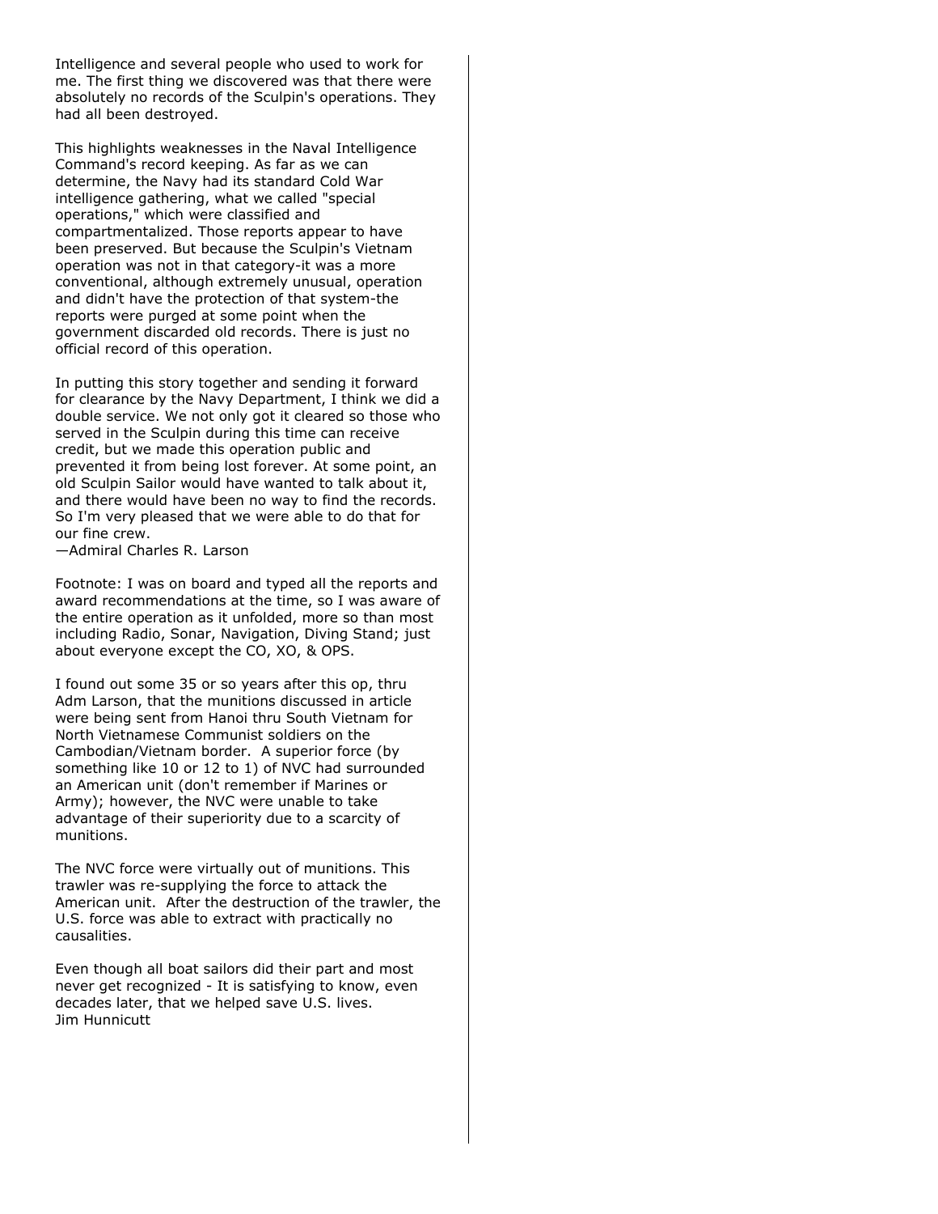Intelligence and several people who used to work for me. The first thing we discovered was that there were absolutely no records of the Sculpin's operations. They had all been destroyed.

This highlights weaknesses in the Naval Intelligence Command's record keeping. As far as we can determine, the Navy had its standard Cold War intelligence gathering, what we called "special operations," which were classified and compartmentalized. Those reports appear to have been preserved. But because the Sculpin's Vietnam operation was not in that category-it was a more conventional, although extremely unusual, operation and didn't have the protection of that system-the reports were purged at some point when the government discarded old records. There is just no official record of this operation.

In putting this story together and sending it forward for clearance by the Navy Department, I think we did a double service. We not only got it cleared so those who served in the Sculpin during this time can receive credit, but we made this operation public and prevented it from being lost forever. At some point, an old Sculpin Sailor would have wanted to talk about it, and there would have been no way to find the records. So I'm very pleased that we were able to do that for our fine crew.
—Admiral Charles R. Larson

Footnote: I was on board and typed all the reports and award recommendations at the time, so I was aware of the entire operation as it unfolded, more so than most including Radio, Sonar, Navigation, Diving Stand; just about everyone except the CO, XO, & OPS.

I found out some 35 or so years after this op, thru Adm Larson, that the munitions discussed in article were being sent from Hanoi thru South Vietnam for North Vietnamese Communist soldiers on the Cambodian/Vietnam border. A superior force (by something like 10 or 12 to 1) of NVC had surrounded an American unit (don't remember if Marines or Army); however, the NVC were unable to take advantage of their superiority due to a scarcity of munitions.

The NVC force were virtually out of munitions. This trawler was re-supplying the force to attack the American unit. After the destruction of the trawler, the U.S. force was able to extract with practically no causalities.

Even though all boat sailors did their part and most never get recognized - It is satisfying to know, even decades later, that we helped save U.S. lives.
Jim Hunnicutt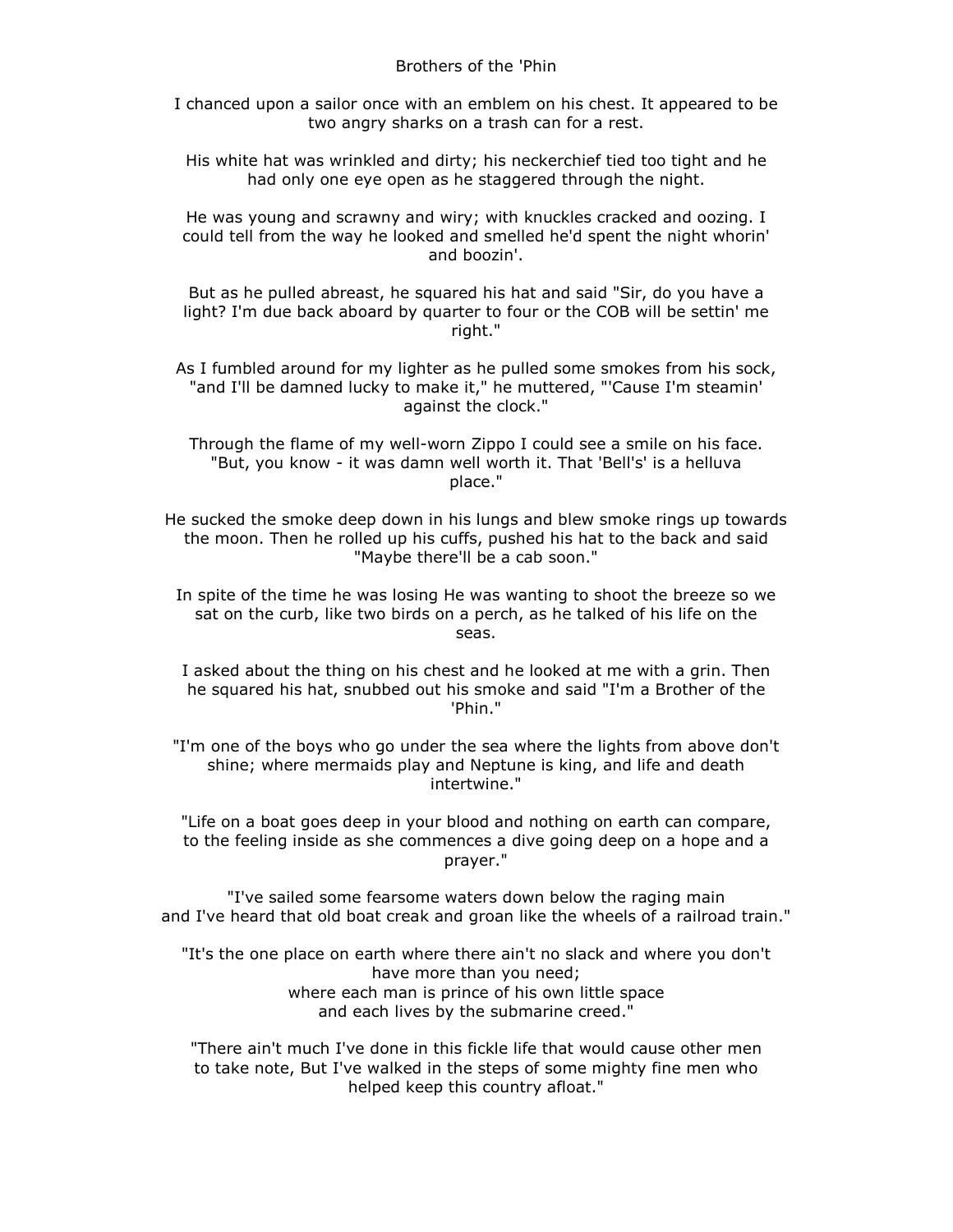# Brothers of the 'Phin

I chanced upon a sailor once with an emblem on his chest. It appeared to be two angry sharks on a trash can for a rest.

His white hat was wrinkled and dirty; his neckerchief tied too tight and he had only one eye open as he staggered through the night.

He was young and scrawny and wiry; with knuckles cracked and oozing. I could tell from the way he looked and smelled he'd spent the night whorin' and boozin'.

But as he pulled abreast, he squared his hat and said "Sir, do you have a light? I'm due back aboard by quarter to four or the COB will be settin' me right."

As I fumbled around for my lighter as he pulled some smokes from his sock, "and I'll be damned lucky to make it," he muttered, "'Cause I'm steamin' against the clock."

Through the flame of my well-worn Zippo I could see a smile on his face. "But, you know - it was damn well worth it. That 'Bell's' is a helluva place."

He sucked the smoke deep down in his lungs and blew smoke rings up towards the moon. Then he rolled up his cuffs, pushed his hat to the back and said "Maybe there'll be a cab soon."

In spite of the time he was losing He was wanting to shoot the breeze so we sat on the curb, like two birds on a perch, as he talked of his life on the seas.

I asked about the thing on his chest and he looked at me with a grin. Then he squared his hat, snubbed out his smoke and said "I'm a Brother of the 'Phin."

"I'm one of the boys who go under the sea where the lights from above don't shine; where mermaids play and Neptune is king, and life and death intertwine."

"Life on a boat goes deep in your blood and nothing on earth can compare, to the feeling inside as she commences a dive going deep on a hope and a prayer."

"I've sailed some fearsome waters down below the raging main
and I've heard that old boat creak and groan like the wheels of a railroad train."

"It's the one place on earth where there ain't no slack and where you don't have more than you need;
where each man is prince of his own little space
and each lives by the submarine creed."

"There ain't much I've done in this fickle life that would cause other men to take note, But I've walked in the steps of some mighty fine men who helped keep this country afloat."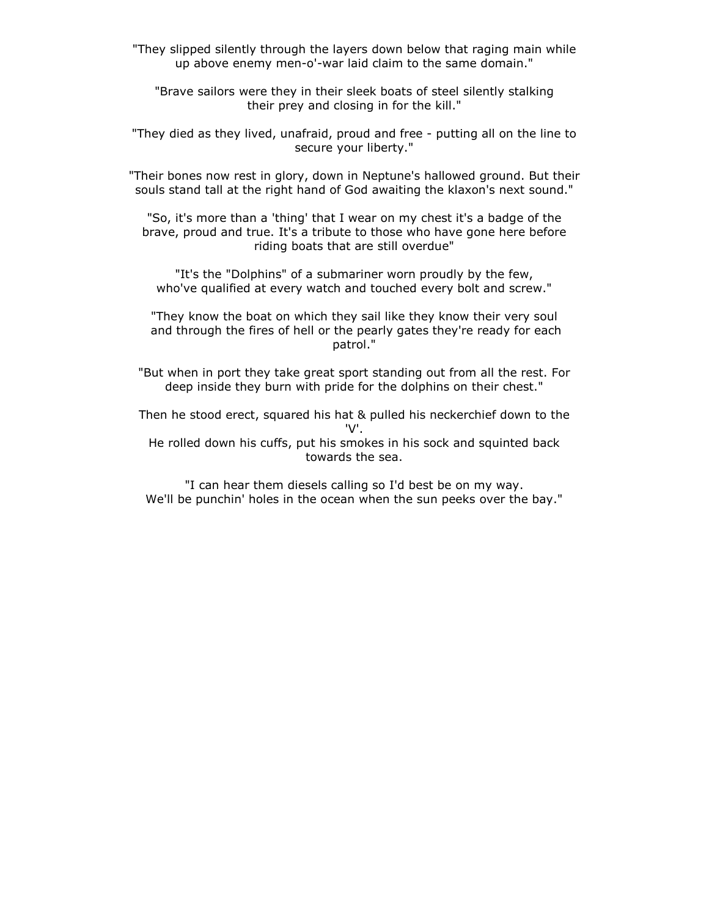"They slipped silently through the layers down below that raging main while up above enemy men-o'-war laid claim to the same domain."

"Brave sailors were they in their sleek boats of steel silently stalking their prey and closing in for the kill."

"They died as they lived, unafraid, proud and free - putting all on the line to secure your liberty."

"Their bones now rest in glory, down in Neptune's hallowed ground. But their souls stand tall at the right hand of God awaiting the klaxon's next sound."

"So, it's more than a 'thing' that I wear on my chest it's a badge of the brave, proud and true. It's a tribute to those who have gone here before riding boats that are still overdue"

"It's the "Dolphins" of a submariner worn proudly by the few,
who've qualified at every watch and touched every bolt and screw."

"They know the boat on which they sail like they know their very soul
and through the fires of hell or the pearly gates they're ready for each patrol."

"But when in port they take great sport standing out from all the rest. For deep inside they burn with pride for the dolphins on their chest."

Then he stood erect, squared his hat & pulled his neckerchief down to the 'V'.
He rolled down his cuffs, put his smokes in his sock and squinted back towards the sea.

"I can hear them diesels calling so I'd best be on my way.
We'll be punchin' holes in the ocean when the sun peeks over the bay."